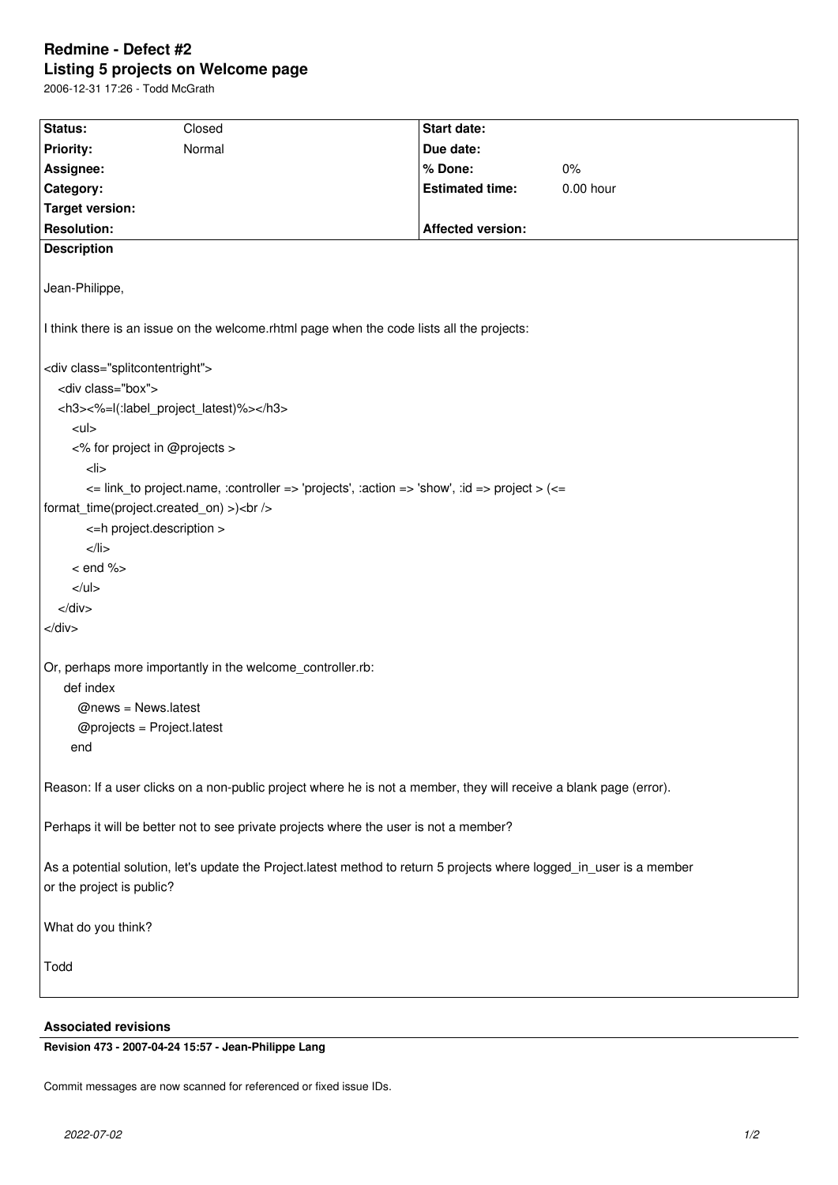# Redmine - Defect #2

## Listing 5 projects on Welcome page

2006-12-31 17:26 - Todd McGrath

| Status: | Closed | Start date: | |
|---|---|---|---|
| Priority: | Normal | Due date: | |
| Assignee: | | % Done: | 0% |
| Category: | | Estimated time: | 0.00 hour |
| Target version: | | | |
| Resolution: | | Affected version: | |

**Description**

Jean-Philippe,

I think there is an issue on the welcome.rhtml page when the code lists all the projects:

```
<div class="splitcontentright">
  <div class="box">
  <h3><%=l(:label_project_latest)%></h3>
    <ul>
    <% for project in @projects >
      <li>
      <= link_to project.name, :controller => 'projects', :action => 'show', :id => project > (<=
format_time(project.created_on) >)<br />
      <=h project.description >
      </li>
    < end %>
    </ul>
  </div>
</div>
```

Or, perhaps more importantly in the welcome_controller.rb:

```
  def index
    @news = News.latest
    @projects = Project.latest
  end
```

Reason: If a user clicks on a non-public project where he is not a member, they will receive a blank page (error).

Perhaps it will be better not to see private projects where the user is not a member?

As a potential solution, let's update the Project.latest method to return 5 projects where logged_in_user is a member or the project is public?

What do you think?

Todd

**Associated revisions**

**Revision 473 - 2007-04-24 15:57 - Jean-Philippe Lang**

Commit messages are now scanned for referenced or fixed issue IDs.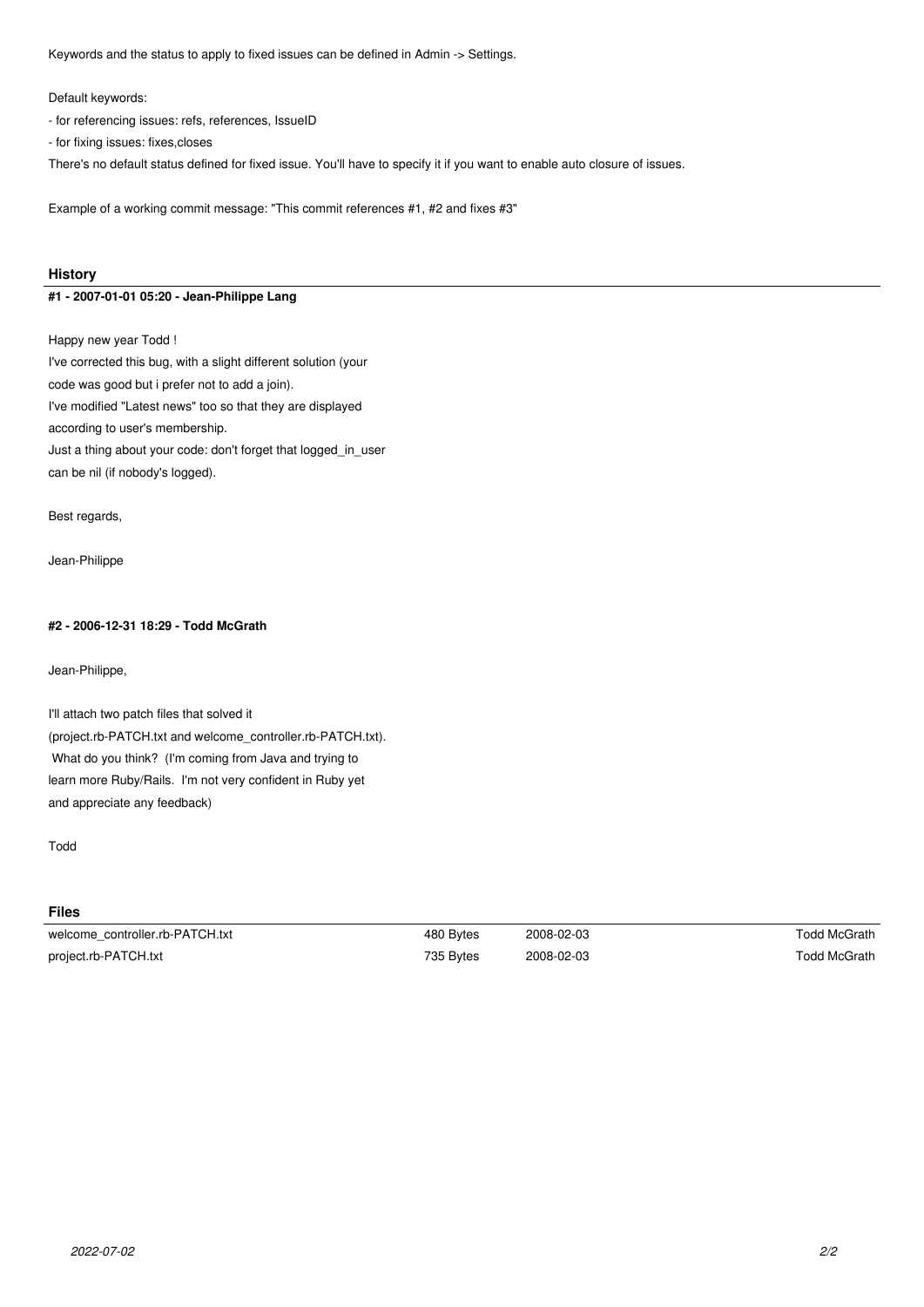Keywords and the status to apply to fixed issues can be defined in Admin -> Settings.

Default keywords:

- for referencing issues: refs, references, IssueID
- for fixing issues: fixes,closes

There's no default status defined for fixed issue. You'll have to specify it if you want to enable auto closure of issues.

Example of a working commit message: "This commit references #1, #2 and fixes #3"

## History

### #1 - 2007-01-01 05:20 - Jean-Philippe Lang

Happy new year Todd !
I've corrected this bug, with a slight different solution (your code was good but i prefer not to add a join).
I've modified "Latest news" too so that they are displayed according to user's membership.
Just a thing about your code: don't forget that logged_in_user can be nil (if nobody's logged).

Best regards,

Jean-Philippe

### #2 - 2006-12-31 18:29 - Todd McGrath

Jean-Philippe,

I'll attach two patch files that solved it (project.rb-PATCH.txt and welcome_controller.rb-PATCH.txt). What do you think? (I'm coming from Java and trying to learn more Ruby/Rails. I'm not very confident in Ruby yet and appreciate any feedback)

Todd

## Files

| | | | |
|---|---|---|---|
| welcome_controller.rb-PATCH.txt | 480 Bytes | 2008-02-03 | Todd McGrath |
| project.rb-PATCH.txt | 735 Bytes | 2008-02-03 | Todd McGrath |